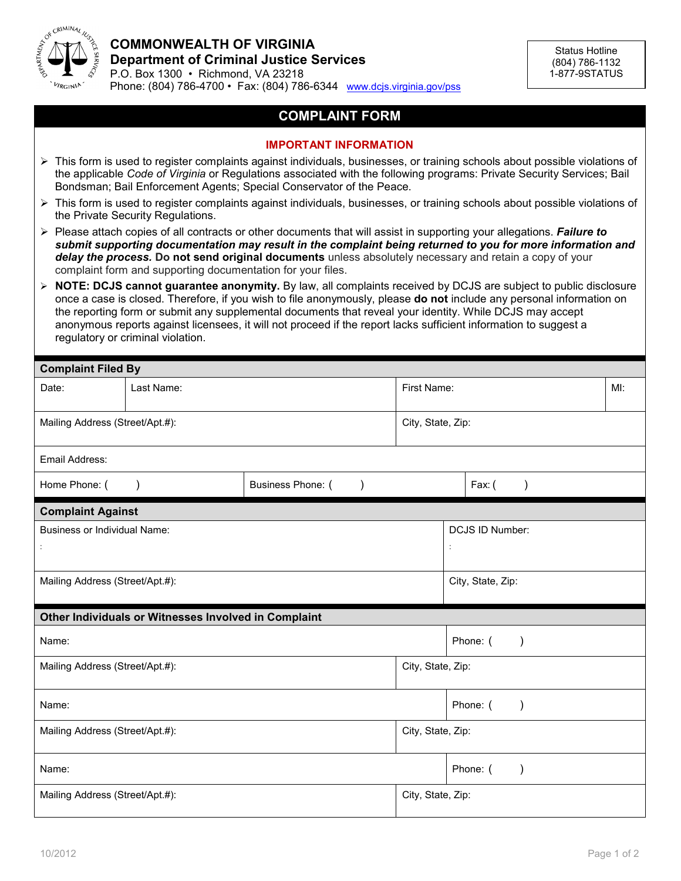# COMMONWEALTH OF VIRGINIA
## Department of Criminal Justice Services

P.O. Box 1300 • Richmond, VA 23218
Phone: (804) 786-4700 • Fax: (804) 786-6344 www.dcjs.virginia.gov/pss

Status Hotline
(804) 786-1132
1-877-9STATUS

## COMPLAINT FORM

### IMPORTANT INFORMATION

- This form is used to register complaints against individuals, businesses, or training schools about possible violations of the applicable *Code of Virginia* or Regulations associated with the following programs: Private Security Services; Bail Bondsman; Bail Enforcement Agents; Special Conservator of the Peace.
- This form is used to register complaints against individuals, businesses, or training schools about possible violations of the Private Security Regulations.
- Please attach copies of all contracts or other documents that will assist in supporting your allegations. ***Failure to submit supporting documentation may result in the complaint being returned to you for more information and delay the process.*** **Do not send original documents** unless absolutely necessary and retain a copy of your complaint form and supporting documentation for your files.
- **NOTE: DCJS cannot guarantee anonymity.** By law, all complaints received by DCJS are subject to public disclosure once a case is closed. Therefore, if you wish to file anonymously, please **do not** include any personal information on the reporting form or submit any supplemental documents that reveal your identity. While DCJS may accept anonymous reports against licensees, it will not proceed if the report lacks sufficient information to suggest a regulatory or criminal violation.

### Complaint Filed By

| Date: | Last Name: | First Name: | MI: |
|---|---|---|---|
| Mailing Address (Street/Apt.#): | | City, State, Zip: | |
| Email Address: | | | |
| Home Phone: ( ) | Business Phone: ( ) | Fax: ( ) | |

### Complaint Against

| Business or Individual Name: | DCJS ID Number: |
|---|---|
| Mailing Address (Street/Apt.#): | City, State, Zip: |

### Other Individuals or Witnesses Involved in Complaint

| Name: | Phone: ( ) |
|---|---|
| Mailing Address (Street/Apt.#): | City, State, Zip: |
| Name: | Phone: ( ) |
| Mailing Address (Street/Apt.#): | City, State, Zip: |
| Name: | Phone: ( ) |
| Mailing Address (Street/Apt.#): | City, State, Zip: |

10/2012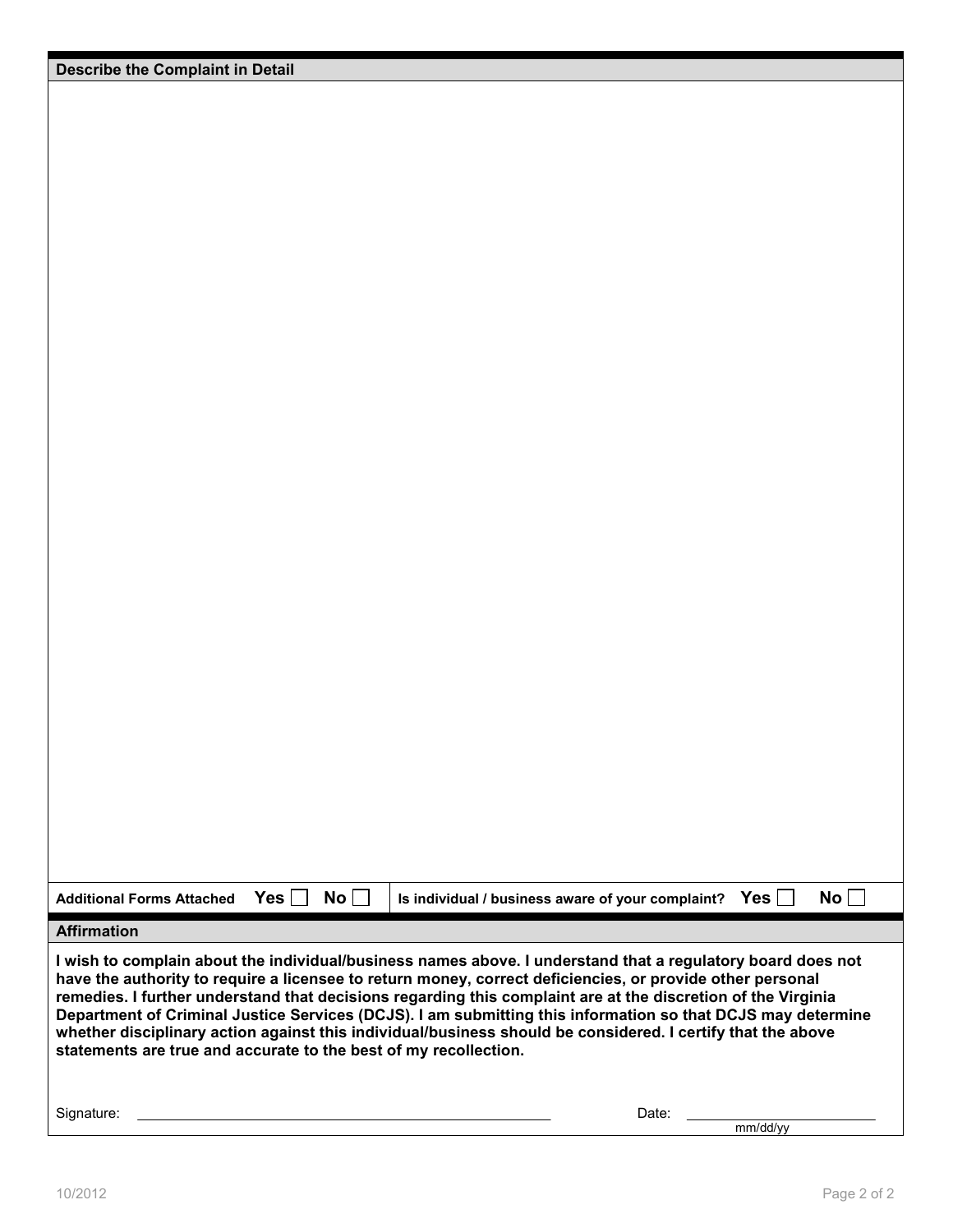## Describe the Complaint in Detail

Additional Forms Attached **Yes** ☐ **No** ☐

Is individual / business aware of your complaint? **Yes** ☐ **No** ☐

## Affirmation

**I wish to complain about the individual/business names above. I understand that a regulatory board does not have the authority to require a licensee to return money, correct deficiencies, or provide other personal remedies. I further understand that decisions regarding this complaint are at the discretion of the Virginia Department of Criminal Justice Services (DCJS). I am submitting this information so that DCJS may determine whether disciplinary action against this individual/business should be considered. I certify that the above statements are true and accurate to the best of my recollection.**

Signature: ______________________________

Date: ______________________________
mm/dd/yy

10/2012